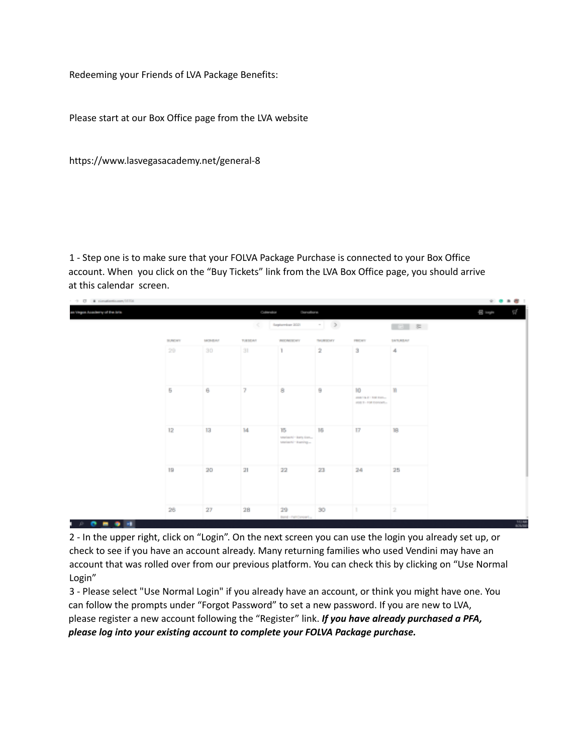Redeeming your Friends of LVA Package Benefits:

Please start at our Box Office page from the LVA website

https://www.lasvegasacademy.net/general-8

1 - Step one is to make sure that your FOLVA Package Purchase is connected to your Box Office account. When you click on the "Buy Tickets" link from the LVA Box Office page, you should arrive at this calendar screen.

2 - In the upper right, click on "Login". On the next screen you can use the login you already set up, or check to see if you have an account already. Many returning families who used Vendini may have an account that was rolled over from our previous platform. You can check this by clicking on "Use Normal Login"

3 - Please select "Use Normal Login" if you already have an account, or think you might have one. You can follow the prompts under "Forgot Password" to set a new password. If you are new to LVA, please register a new account following the "Register" link. ***If you have already purchased a PFA, please log into your existing account to complete your FOLVA Package purchase.***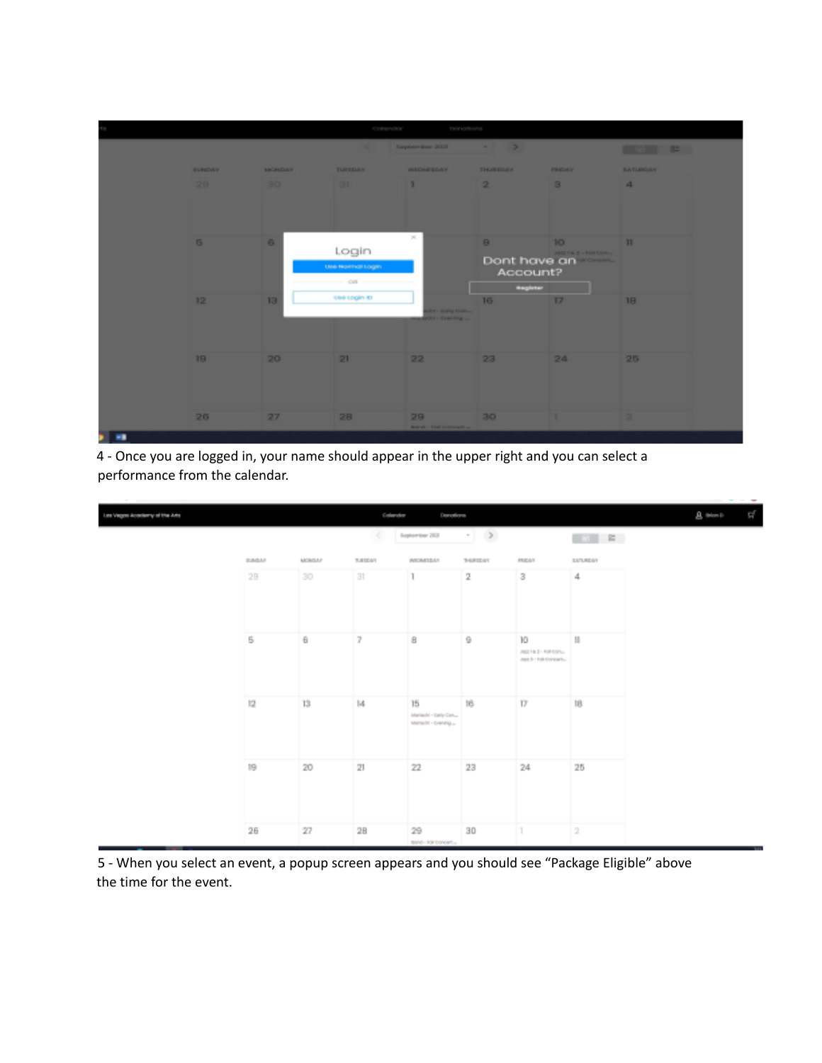4 - Once you are logged in, your name should appear in the upper right and you can select a performance from the calendar.

5 - When you select an event, a popup screen appears and you should see "Package Eligible" above the time for the event.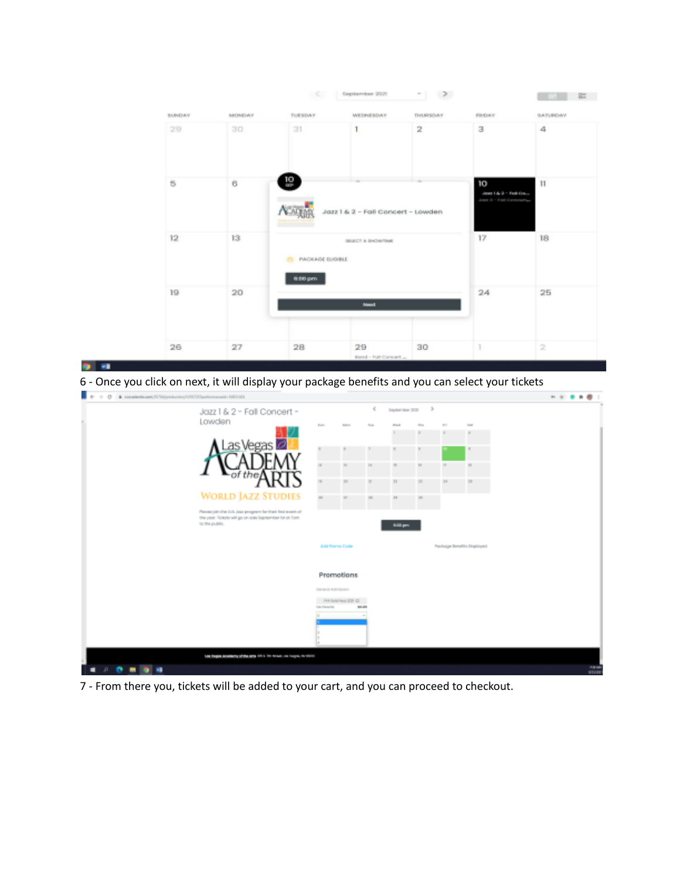6 - Once you click on next, it will display your package benefits and you can select your tickets

7 - From there you, tickets will be added to your cart, and you can proceed to checkout.